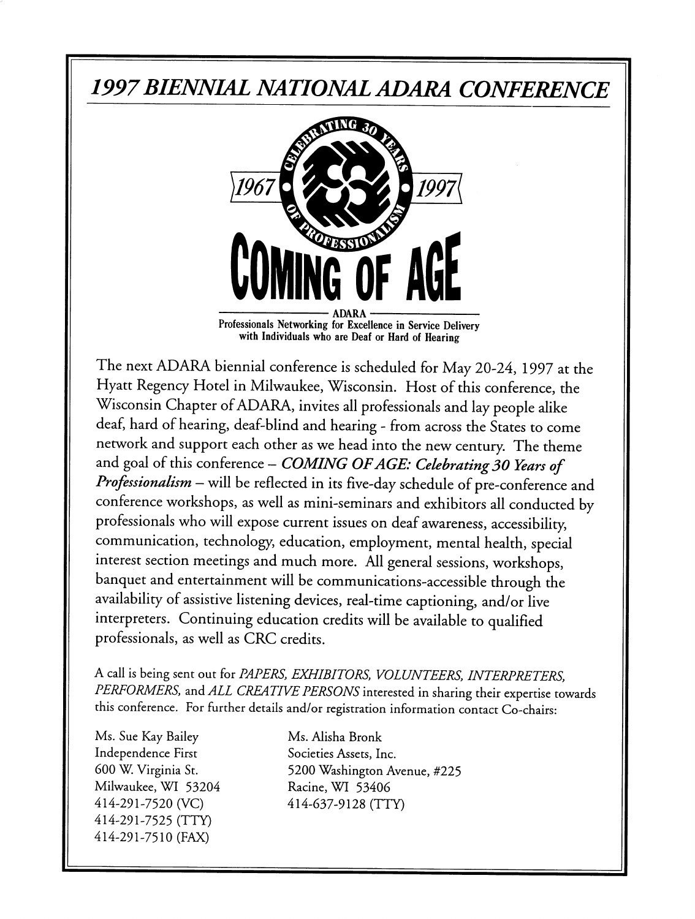# *1997 BIENNIAL NATIONAL ADARA CONFERENCE*

CELEBRATING 30 YEARS OF PROFESSIONALISM

1967 · 1997

## COMING OF AGE

ADARA
Professionals Networking for Excellence in Service Delivery with Individuals who are Deaf or Hard of Hearing

The next ADARA biennial conference is scheduled for May 20-24, 1997 at the Hyatt Regency Hotel in Milwaukee, Wisconsin. Host of this conference, the Wisconsin Chapter of ADARA, invites all professionals and lay people alike deaf, hard of hearing, deaf-blind and hearing - from across the States to come network and support each other as we head into the new century. The theme and goal of this conference – *COMING OF AGE: Celebrating 30 Years of Professionalism* – will be reflected in its five-day schedule of pre-conference and conference workshops, as well as mini-seminars and exhibitors all conducted by professionals who will expose current issues on deaf awareness, accessibility, communication, technology, education, employment, mental health, special interest section meetings and much more. All general sessions, workshops, banquet and entertainment will be communications-accessible through the availability of assistive listening devices, real-time captioning, and/or live interpreters. Continuing education credits will be available to qualified professionals, as well as CRC credits.

A call is being sent out for *PAPERS, EXHIBITORS, VOLUNTEERS, INTERPRETERS, PERFORMERS,* and *ALL CREATIVE PERSONS* interested in sharing their expertise towards this conference. For further details and/or registration information contact Co-chairs:

Ms. Sue Kay Bailey
Independence First
600 W. Virginia St.
Milwaukee, WI 53204
414-291-7520 (VC)
414-291-7525 (TTY)
414-291-7510 (FAX)

Ms. Alisha Bronk
Societies Assets, Inc.
5200 Washington Avenue, #225
Racine, WI 53406
414-637-9128 (TTY)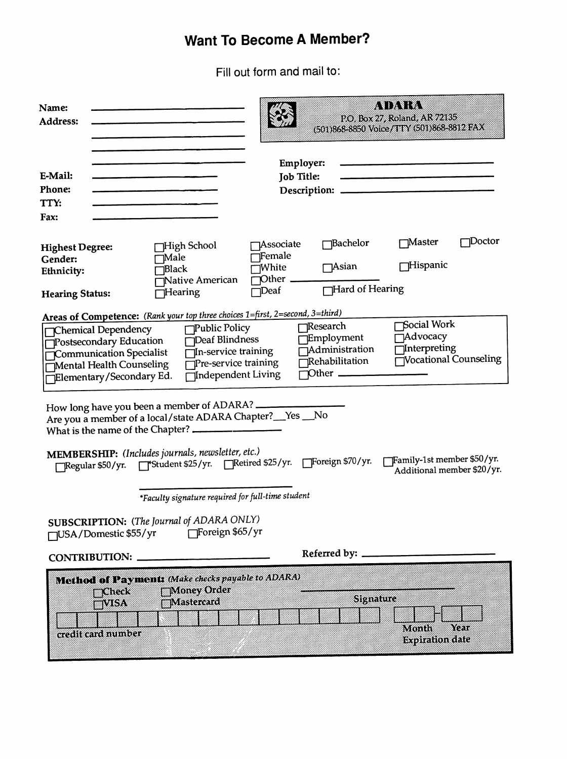# Want To Become A Member?

Fill out form and mail to:

**ADARA**
P.O. Box 27, Roland, AR 72135
(501)868-8850 Voice/TTY (501)868-8812 FAX

**Name:** ____________________

**Address:** ____________________

____________________

____________________

____________________

**E-Mail:** ____________________

**Phone:** ____________________

**TTY:** ____________________

**Fax:** ____________________

**Employer:** ____________________

**Job Title:** ____________________

**Description:** ____________________

**Highest Degree:** ☐High School ☐Associate ☐Bachelor ☐Master ☐Doctor

**Gender:** ☐Male ☐Female

**Ethnicity:** ☐Black ☐White ☐Asian ☐Hispanic ☐Native American ☐Other ________

**Hearing Status:** ☐Hearing ☐Deaf ☐Hard of Hearing

**Areas of Competence:** *(Rank your top three choices 1=first, 2=second, 3=third)*

☐Chemical Dependency ☐Postsecondary Education ☐Communication Specialist ☐Mental Health Counseling ☐Elementary/Secondary Ed. ☐Public Policy ☐Deaf Blindness ☐In-service training ☐Pre-service training ☐Independent Living ☐Research ☐Employment ☐Administration ☐Rehabilitation ☐Other ________ ☐Social Work ☐Advocacy ☐Interpreting ☐Vocational Counseling

How long have you been a member of ADARA? ________

Are you a member of a local/state ADARA Chapter? __Yes __No

What is the name of the Chapter? ________

**MEMBERSHIP:** *(Includes journals, newsletter, etc.)*

☐Regular $50/yr. ☐*Student $25/yr. ☐Retired $25/yr. ☐Foreign $70/yr. ☐Family-1st member $50/yr. Additional member $20/yr.

____________________
*\*Faculty signature required for full-time student*

**SUBSCRIPTION:** *(The Journal of ADARA ONLY)*

☐USA/Domestic $55/yr ☐Foreign $65/yr

**CONTRIBUTION:** ____________________

**Referred by:** ____________________

**Method of Payment:** *(Make checks payable to ADARA)*

☐Check ☐Money Order ☐VISA ☐Mastercard

____________________
Signature

credit card number

Month Year
Expiration date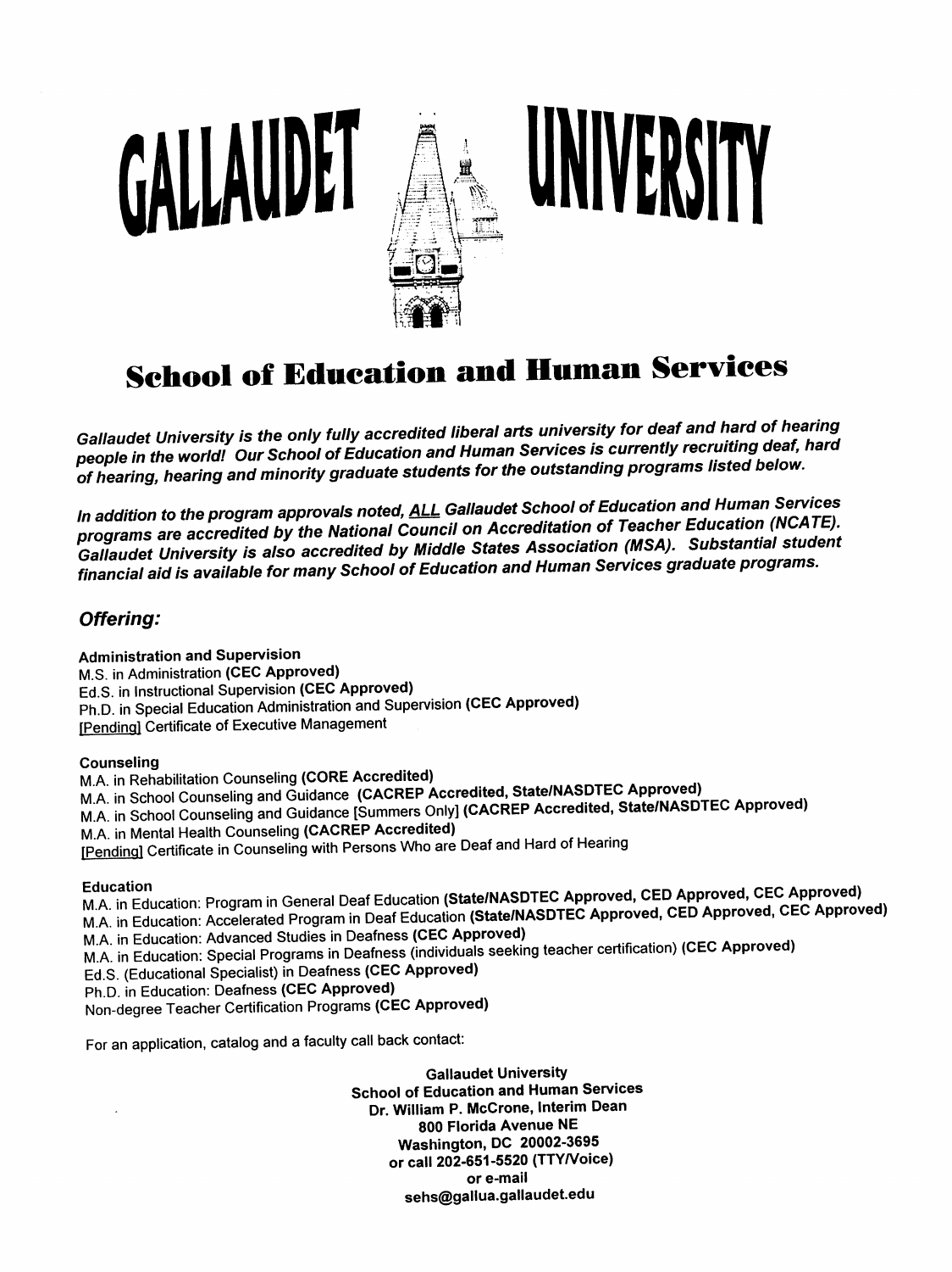# GALLAUDET UNIVERSITY

## School of Education and Human Services

*Gallaudet University is the only fully accredited liberal arts university for deaf and hard of hearing people in the world! Our School of Education and Human Services is currently recruiting deaf, hard of hearing, hearing and minority graduate students for the outstanding programs listed below.*

*In addition to the program approvals noted, ALL Gallaudet School of Education and Human Services programs are accredited by the National Council on Accreditation of Teacher Education (NCATE). Gallaudet University is also accredited by Middle States Association (MSA). Substantial student financial aid is available for many School of Education and Human Services graduate programs.*

### *Offering:*

**Administration and Supervision**
M.S. in Administration **(CEC Approved)**
Ed.S. in Instructional Supervision **(CEC Approved)**
Ph.D. in Special Education Administration and Supervision **(CEC Approved)**
[Pending] Certificate of Executive Management

**Counseling**
M.A. in Rehabilitation Counseling **(CORE Accredited)**
M.A. in School Counseling and Guidance **(CACREP Accredited, State/NASDTEC Approved)**
M.A. in School Counseling and Guidance [Summers Only] **(CACREP Accredited, State/NASDTEC Approved)**
M.A. in Mental Health Counseling **(CACREP Accredited)**
[Pending] Certificate in Counseling with Persons Who are Deaf and Hard of Hearing

**Education**
M.A. in Education: Program in General Deaf Education **(State/NASDTEC Approved, CED Approved, CEC Approved)**
M.A. in Education: Accelerated Program in Deaf Education **(State/NASDTEC Approved, CED Approved, CEC Approved)**
M.A. in Education: Advanced Studies in Deafness **(CEC Approved)**
M.A. in Education: Special Programs in Deafness (individuals seeking teacher certification) **(CEC Approved)**
Ed.S. (Educational Specialist) in Deafness **(CEC Approved)**
Ph.D. in Education: Deafness **(CEC Approved)**
Non-degree Teacher Certification Programs **(CEC Approved)**

For an application, catalog and a faculty call back contact:

**Gallaudet University**
**School of Education and Human Services**
**Dr. William P. McCrone, Interim Dean**
**800 Florida Avenue NE**
**Washington, DC 20002-3695**
**or call 202-651-5520 (TTY/Voice)**
**or e-mail**
**sehs@gallua.gallaudet.edu**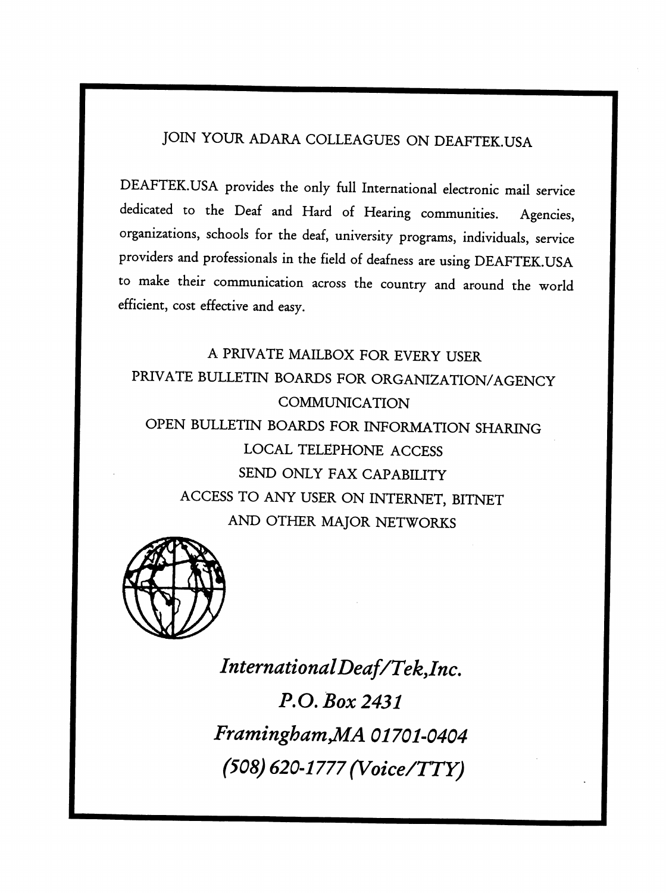## JOIN YOUR ADARA COLLEAGUES ON DEAFTEK.USA

DEAFTEK.USA provides the only full International electronic mail service dedicated to the Deaf and Hard of Hearing communities. Agencies, organizations, schools for the deaf, university programs, individuals, service providers and professionals in the field of deafness are using DEAFTEK.USA to make their communication across the country and around the world efficient, cost effective and easy.

A PRIVATE MAILBOX FOR EVERY USER
PRIVATE BULLETIN BOARDS FOR ORGANIZATION/AGENCY COMMUNICATION
OPEN BULLETIN BOARDS FOR INFORMATION SHARING
LOCAL TELEPHONE ACCESS
SEND ONLY FAX CAPABILITY
ACCESS TO ANY USER ON INTERNET, BITNET AND OTHER MAJOR NETWORKS

*InternationalDeaf/Tek,Inc.*
*P.O. Box 2431*
*Framingham,MA 01701-0404*
*(508) 620-1777 (Voice/TTY)*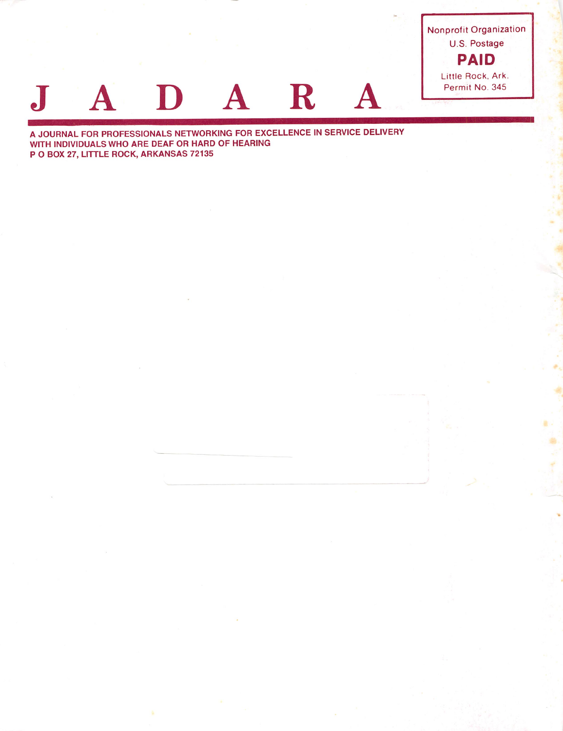Nonprofit Organization
U.S. Postage
**PAID**
Little Rock, Ark.
Permit No. 345

# J A D A R A

**A JOURNAL FOR PROFESSIONALS NETWORKING FOR EXCELLENCE IN SERVICE DELIVERY WITH INDIVIDUALS WHO ARE DEAF OR HARD OF HEARING**
**P O BOX 27, LITTLE ROCK, ARKANSAS 72135**